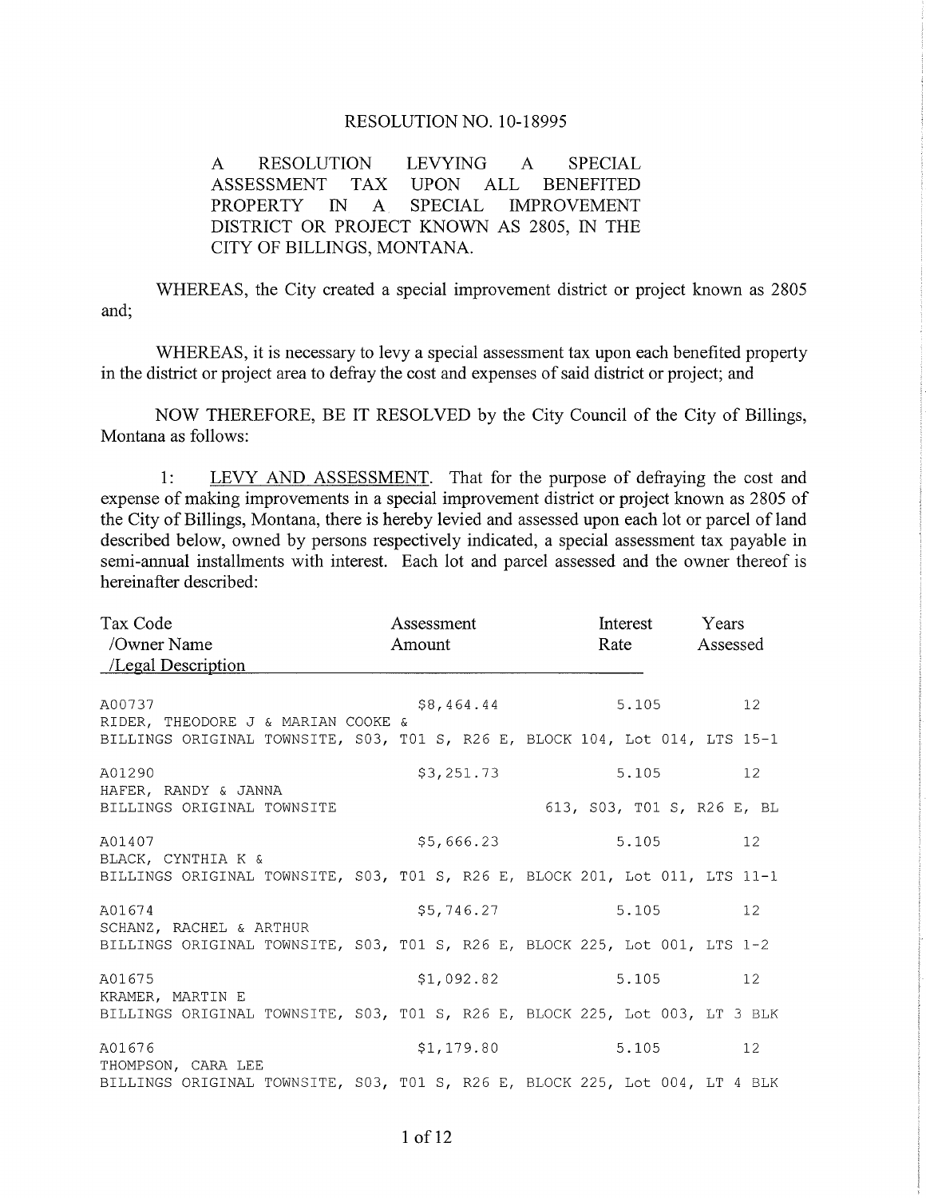# RESOLUTION NO. 10-18995

A RESOLUTION LEVYING A SPECIAL ASSESSMENT TAX UPON ALL BENEFITED PROPERTY IN A SPECIAL IMPROVEMENT DISTRICT OR PROJECT KNOWN AS 2805, IN THE CITY OF BILLINGS, MONTANA.

WHEREAS, the City created a special improvement district or project known as 2805 and;

WHEREAS, it is necessary to levy a special assessment tax upon each benefited property in the district or project area to defray the cost and expenses of said district or project; and

NOW THEREFORE, BE IT RESOLVED by the City Council of the City of Billings, Montana as follows:

1: <u>LEVY AND ASSESSMENT</u>. That for the purpose of defraying the cost and expense of making improvements in a special improvement district or project known as 2805 of the City of Billings, Montana, there is hereby levied and assessed upon each lot or parcel of land described below, owned by persons respectively indicated, a special assessment tax payable in semi-annual installments with interest. Each lot and parcel assessed and the owner thereof is hereinafter described:

| Tax Code /Owner Name /Legal Description | Assessment Amount | Interest Rate | Years Assessed |
|---|---|---|---|
| A00737<br>RIDER, THEODORE J & MARIAN COOKE &<br>BILLINGS ORIGINAL TOWNSITE, S03, T01 S, R26 E, BLOCK 104, Lot 014, LTS 15-1 | $8,464.44 | 5.105 | 12 |
| A01290<br>HAFER, RANDY & JANNA<br>BILLINGS ORIGINAL TOWNSITE 613, S03, T01 S, R26 E, BL | $3,251.73 | 5.105 | 12 |
| A01407<br>BLACK, CYNTHIA K &<br>BILLINGS ORIGINAL TOWNSITE, S03, T01 S, R26 E, BLOCK 201, Lot 011, LTS 11-1 | $5,666.23 | 5.105 | 12 |
| A01674<br>SCHANZ, RACHEL & ARTHUR<br>BILLINGS ORIGINAL TOWNSITE, S03, T01 S, R26 E, BLOCK 225, Lot 001, LTS 1-2 | $5,746.27 | 5.105 | 12 |
| A01675<br>KRAMER, MARTIN E<br>BILLINGS ORIGINAL TOWNSITE, S03, T01 S, R26 E, BLOCK 225, Lot 003, LT 3 BLK | $1,092.82 | 5.105 | 12 |
| A01676<br>THOMPSON, CARA LEE<br>BILLINGS ORIGINAL TOWNSITE, S03, T01 S, R26 E, BLOCK 225, Lot 004, LT 4 BLK | $1,179.80 | 5.105 | 12 |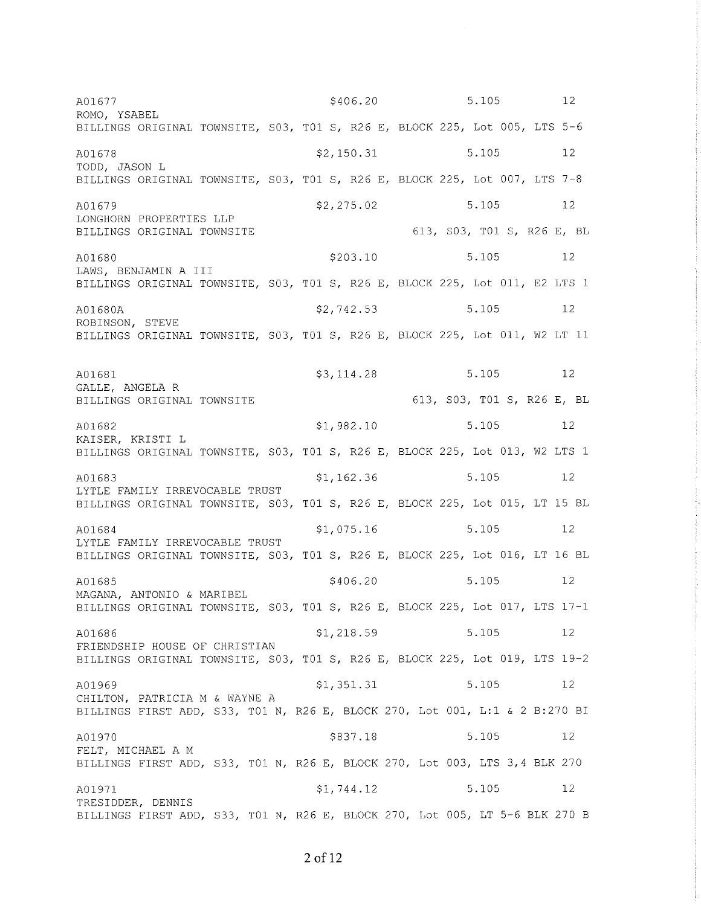A01677 $406.20 5.105 12
ROMO, YSABEL
BILLINGS ORIGINAL TOWNSITE, S03, T01 S, R26 E, BLOCK 225, Lot 005, LTS 5-6

A01678 $2,150.31 5.105 12
TODD, JASON L
BILLINGS ORIGINAL TOWNSITE, S03, T01 S, R26 E, BLOCK 225, Lot 007, LTS 7-8

A01679 $2,275.02 5.105 12
LONGHORN PROPERTIES LLP
BILLINGS ORIGINAL TOWNSITE 613, S03, T01 S, R26 E, BL

A01680 $203.10 5.105 12
LAWS, BENJAMIN A III
BILLINGS ORIGINAL TOWNSITE, S03, T01 S, R26 E, BLOCK 225, Lot 011, E2 LTS 1

A01680A $2,742.53 5.105 12
ROBINSON, STEVE
BILLINGS ORIGINAL TOWNSITE, S03, T01 S, R26 E, BLOCK 225, Lot 011, W2 LT 11

A01681 $3,114.28 5.105 12
GALLE, ANGELA R
BILLINGS ORIGINAL TOWNSITE 613, S03, T01 S, R26 E, BL

A01682 $1,982.10 5.105 12
KAISER, KRISTI L
BILLINGS ORIGINAL TOWNSITE, S03, T01 S, R26 E, BLOCK 225, Lot 013, W2 LTS 1

A01683 $1,162.36 5.105 12
LYTLE FAMILY IRREVOCABLE TRUST
BILLINGS ORIGINAL TOWNSITE, S03, T01 S, R26 E, BLOCK 225, Lot 015, LT 15 BL

A01684 $1,075.16 5.105 12
LYTLE FAMILY IRREVOCABLE TRUST
BILLINGS ORIGINAL TOWNSITE, S03, T01 S, R26 E, BLOCK 225, Lot 016, LT 16 BL

A01685 $406.20 5.105 12
MAGANA, ANTONIO & MARIBEL
BILLINGS ORIGINAL TOWNSITE, S03, T01 S, R26 E, BLOCK 225, Lot 017, LTS 17-1

A01686 $1,218.59 5.105 12
FRIENDSHIP HOUSE OF CHRISTIAN
BILLINGS ORIGINAL TOWNSITE, S03, T01 S, R26 E, BLOCK 225, Lot 019, LTS 19-2

A01969 $1,351.31 5.105 12
CHILTON, PATRICIA M & WAYNE A
BILLINGS FIRST ADD, S33, T01 N, R26 E, BLOCK 270, Lot 001, L:1 & 2 B:270 BI

A01970 $837.18 5.105 12
FELT, MICHAEL A M
BILLINGS FIRST ADD, S33, T01 N, R26 E, BLOCK 270, Lot 003, LTS 3,4 BLK 270

A01971 $1,744.12 5.105 12
TRESIDDER, DENNIS
BILLINGS FIRST ADD, S33, T01 N, R26 E, BLOCK 270, Lot 005, LT 5-6 BLK 270 B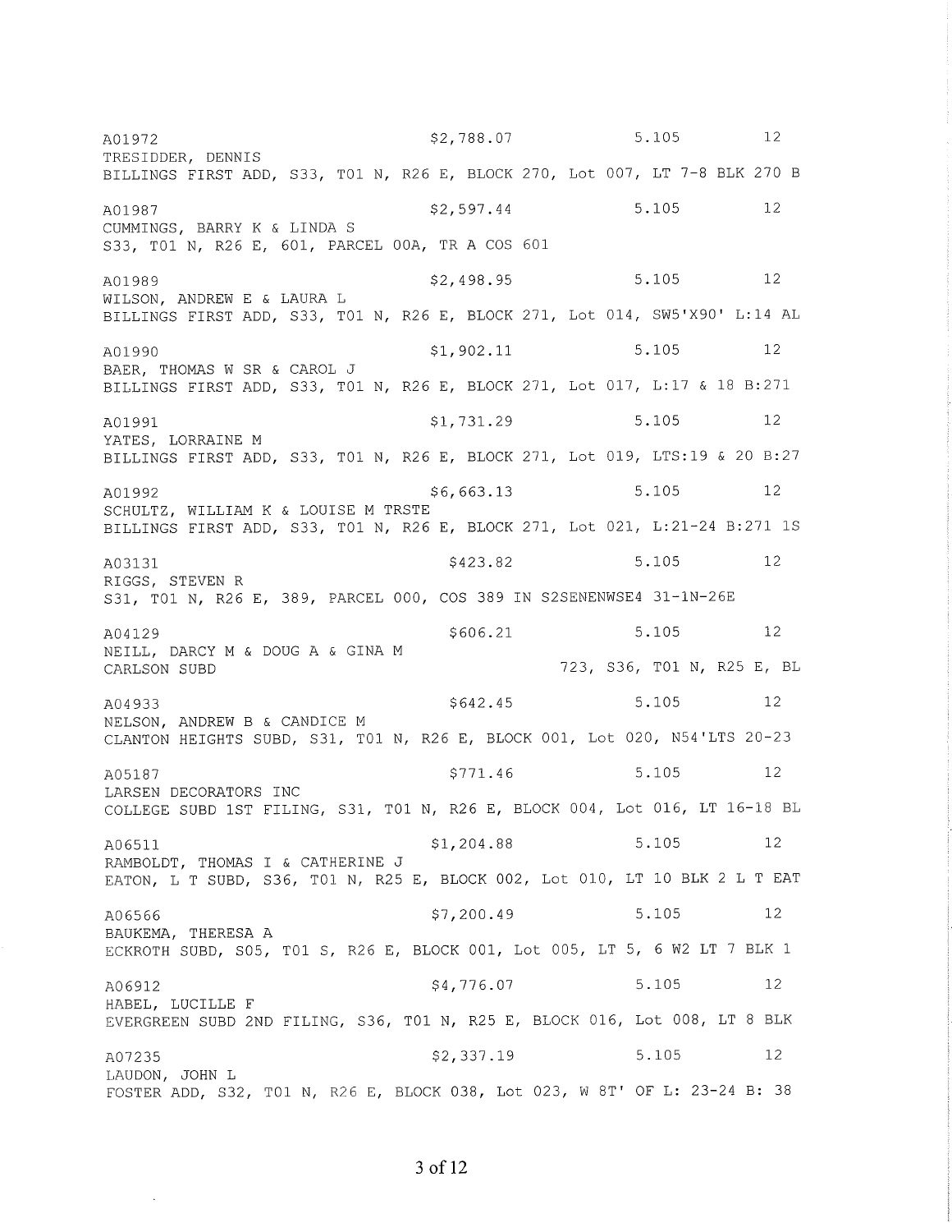A01972 $2,788.07 5.105 12
TRESIDDER, DENNIS
BILLINGS FIRST ADD, S33, T01 N, R26 E, BLOCK 270, Lot 007, LT 7-8 BLK 270 B

A01987 $2,597.44 5.105 12
CUMMINGS, BARRY K & LINDA S
S33, T01 N, R26 E, 601, PARCEL 00A, TR A COS 601

A01989 $2,498.95 5.105 12
WILSON, ANDREW E & LAURA L
BILLINGS FIRST ADD, S33, T01 N, R26 E, BLOCK 271, Lot 014, SW5'X90' L:14 AL

A01990 $1,902.11 5.105 12
BAER, THOMAS W SR & CAROL J
BILLINGS FIRST ADD, S33, T01 N, R26 E, BLOCK 271, Lot 017, L:17 & 18 B:271

A01991 $1,731.29 5.105 12
YATES, LORRAINE M
BILLINGS FIRST ADD, S33, T01 N, R26 E, BLOCK 271, Lot 019, LTS:19 & 20 B:27

A01992 $6,663.13 5.105 12
SCHULTZ, WILLIAM K & LOUISE M TRSTE
BILLINGS FIRST ADD, S33, T01 N, R26 E, BLOCK 271, Lot 021, L:21-24 B:271 1S

A03131 $423.82 5.105 12
RIGGS, STEVEN R
S31, T01 N, R26 E, 389, PARCEL 000, COS 389 IN S2SENENWSE4 31-1N-26E

A04129 $606.21 5.105 12
NEILL, DARCY M & DOUG A & GINA M
CARLSON SUBD 723, S36, T01 N, R25 E, BL

A04933 $642.45 5.105 12
NELSON, ANDREW B & CANDICE M
CLANTON HEIGHTS SUBD, S31, T01 N, R26 E, BLOCK 001, Lot 020, N54'LTS 20-23

A05187 $771.46 5.105 12
LARSEN DECORATORS INC
COLLEGE SUBD 1ST FILING, S31, T01 N, R26 E, BLOCK 004, Lot 016, LT 16-18 BL

A06511 $1,204.88 5.105 12
RAMBOLDT, THOMAS I & CATHERINE J
EATON, L T SUBD, S36, T01 N, R25 E, BLOCK 002, Lot 010, LT 10 BLK 2 L T EAT

A06566 $7,200.49 5.105 12
BAUKEMA, THERESA A
ECKROTH SUBD, S05, T01 S, R26 E, BLOCK 001, Lot 005, LT 5, 6 W2 LT 7 BLK 1

A06912 $4,776.07 5.105 12
HABEL, LUCILLE F
EVERGREEN SUBD 2ND FILING, S36, T01 N, R25 E, BLOCK 016, Lot 008, LT 8 BLK

A07235 $2,337.19 5.105 12
LAUDON, JOHN L
FOSTER ADD, S32, T01 N, R26 E, BLOCK 038, Lot 023, W 8T' OF L: 23-24 B: 38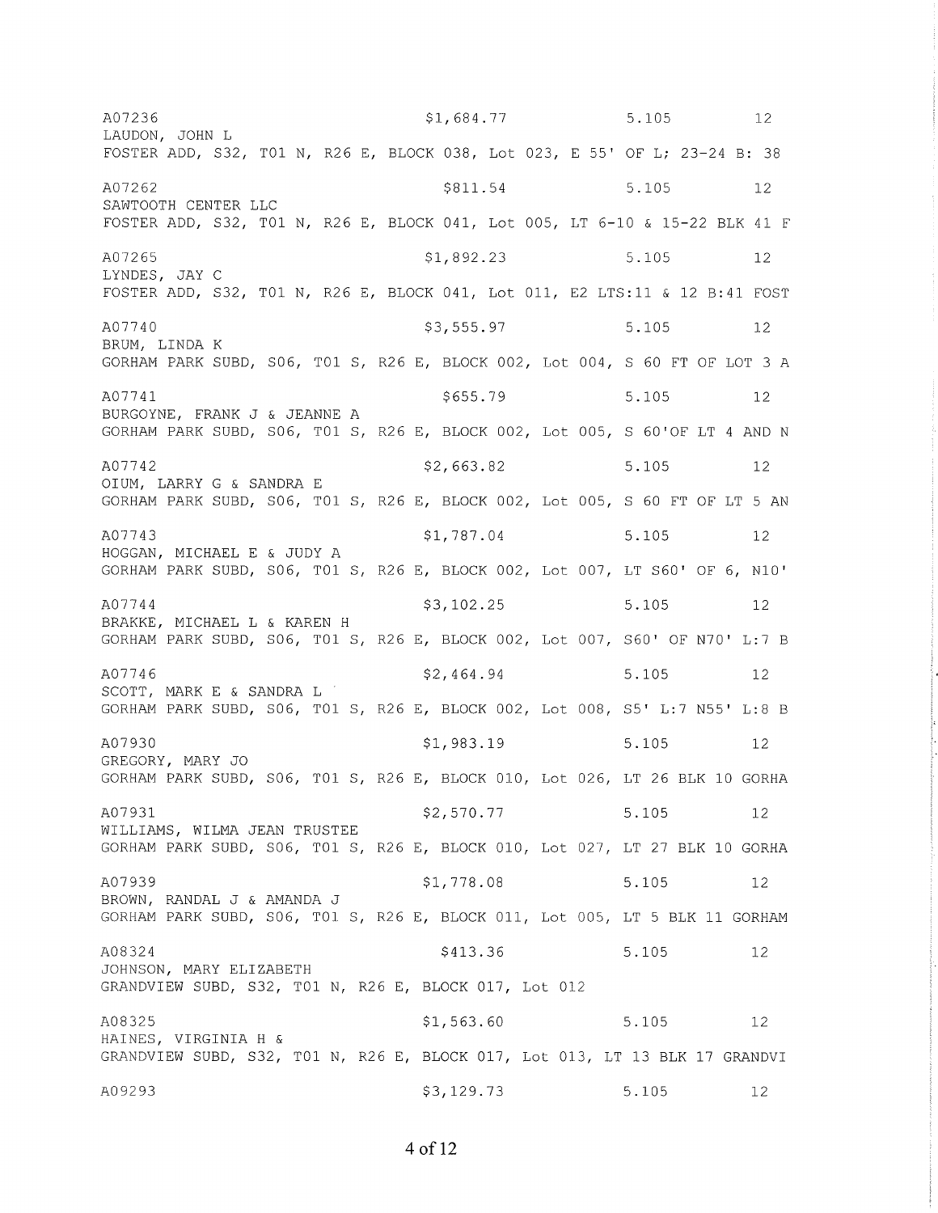A07236 $1,684.77 5.105 12
LAUDON, JOHN L
FOSTER ADD, S32, T01 N, R26 E, BLOCK 038, Lot 023, E 55' OF L; 23-24 B: 38

A07262 $811.54 5.105 12
SAWTOOTH CENTER LLC
FOSTER ADD, S32, T01 N, R26 E, BLOCK 041, Lot 005, LT 6-10 & 15-22 BLK 41 F

A07265 $1,892.23 5.105 12
LYNDES, JAY C
FOSTER ADD, S32, T01 N, R26 E, BLOCK 041, Lot 011, E2 LTS:11 & 12 B:41 FOST

A07740 $3,555.97 5.105 12
BRUM, LINDA K
GORHAM PARK SUBD, S06, T01 S, R26 E, BLOCK 002, Lot 004, S 60 FT OF LOT 3 A

A07741 $655.79 5.105 12
BURGOYNE, FRANK J & JEANNE A
GORHAM PARK SUBD, S06, T01 S, R26 E, BLOCK 002, Lot 005, S 60'OF LT 4 AND N

A07742 $2,663.82 5.105 12
OIUM, LARRY G & SANDRA E
GORHAM PARK SUBD, S06, T01 S, R26 E, BLOCK 002, Lot 005, S 60 FT OF LT 5 AN

A07743 $1,787.04 5.105 12
HOGGAN, MICHAEL E & JUDY A
GORHAM PARK SUBD, S06, T01 S, R26 E, BLOCK 002, Lot 007, LT S60' OF 6, N10'

A07744 $3,102.25 5.105 12
BRAKKE, MICHAEL L & KAREN H
GORHAM PARK SUBD, S06, T01 S, R26 E, BLOCK 002, Lot 007, S60' OF N70' L:7 B

A07746 $2,464.94 5.105 12
SCOTT, MARK E & SANDRA L
GORHAM PARK SUBD, S06, T01 S, R26 E, BLOCK 002, Lot 008, S5' L:7 N55' L:8 B

A07930 $1,983.19 5.105 12
GREGORY, MARY JO
GORHAM PARK SUBD, S06, T01 S, R26 E, BLOCK 010, Lot 026, LT 26 BLK 10 GORHA

A07931 $2,570.77 5.105 12
WILLIAMS, WILMA JEAN TRUSTEE
GORHAM PARK SUBD, S06, T01 S, R26 E, BLOCK 010, Lot 027, LT 27 BLK 10 GORHA

A07939 $1,778.08 5.105 12
BROWN, RANDAL J & AMANDA J
GORHAM PARK SUBD, S06, T01 S, R26 E, BLOCK 011, Lot 005, LT 5 BLK 11 GORHAM

A08324 $413.36 5.105 12
JOHNSON, MARY ELIZABETH
GRANDVIEW SUBD, S32, T01 N, R26 E, BLOCK 017, Lot 012

A08325 $1,563.60 5.105 12
HAINES, VIRGINIA H &
GRANDVIEW SUBD, S32, T01 N, R26 E, BLOCK 017, Lot 013, LT 13 BLK 17 GRANDVI

A09293 $3,129.73 5.105 12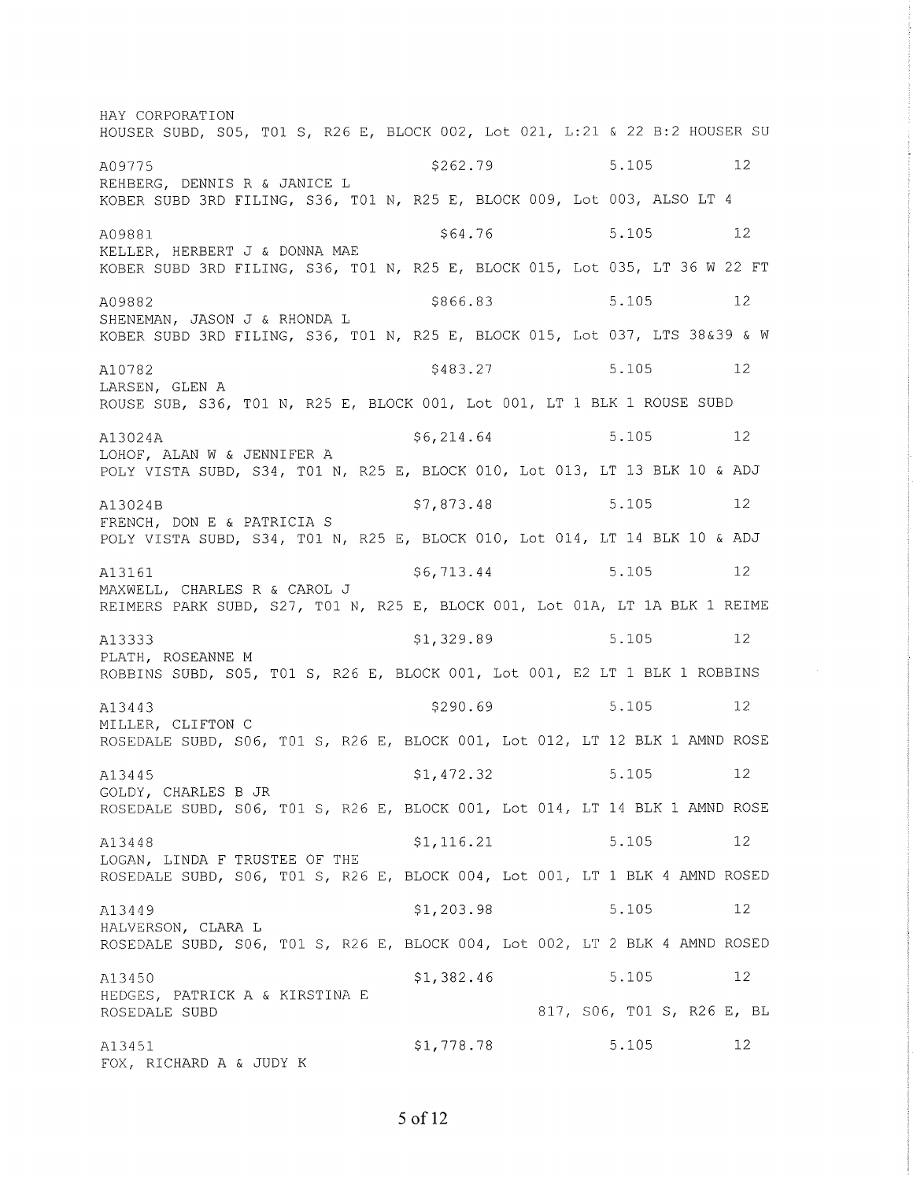HAY CORPORATION
HOUSER SUBD, S05, T01 S, R26 E, BLOCK 002, Lot 021, L:21 & 22 B:2 HOUSER SU

A09775 $262.79 5.105 12
REHBERG, DENNIS R & JANICE L
KOBER SUBD 3RD FILING, S36, T01 N, R25 E, BLOCK 009, Lot 003, ALSO LT 4

A09881 $64.76 5.105 12
KELLER, HERBERT J & DONNA MAE
KOBER SUBD 3RD FILING, S36, T01 N, R25 E, BLOCK 015, Lot 035, LT 36 W 22 FT

A09882 $866.83 5.105 12
SHENEMAN, JASON J & RHONDA L
KOBER SUBD 3RD FILING, S36, T01 N, R25 E, BLOCK 015, Lot 037, LTS 38&39 & W

A10782 $483.27 5.105 12
LARSEN, GLEN A
ROUSE SUB, S36, T01 N, R25 E, BLOCK 001, Lot 001, LT 1 BLK 1 ROUSE SUBD

A13024A $6,214.64 5.105 12
LOHOF, ALAN W & JENNIFER A
POLY VISTA SUBD, S34, T01 N, R25 E, BLOCK 010, Lot 013, LT 13 BLK 10 & ADJ

A13024B $7,873.48 5.105 12
FRENCH, DON E & PATRICIA S
POLY VISTA SUBD, S34, T01 N, R25 E, BLOCK 010, Lot 014, LT 14 BLK 10 & ADJ

A13161 $6,713.44 5.105 12
MAXWELL, CHARLES R & CAROL J
REIMERS PARK SUBD, S27, T01 N, R25 E, BLOCK 001, Lot 01A, LT 1A BLK 1 REIME

A13333 $1,329.89 5.105 12
PLATH, ROSEANNE M
ROBBINS SUBD, S05, T01 S, R26 E, BLOCK 001, Lot 001, E2 LT 1 BLK 1 ROBBINS

A13443 $290.69 5.105 12
MILLER, CLIFTON C
ROSEDALE SUBD, S06, T01 S, R26 E, BLOCK 001, Lot 012, LT 12 BLK 1 AMND ROSE

A13445 $1,472.32 5.105 12
GOLDY, CHARLES B JR
ROSEDALE SUBD, S06, T01 S, R26 E, BLOCK 001, Lot 014, LT 14 BLK 1 AMND ROSE

A13448 $1,116.21 5.105 12
LOGAN, LINDA F TRUSTEE OF THE
ROSEDALE SUBD, S06, T01 S, R26 E, BLOCK 004, Lot 001, LT 1 BLK 4 AMND ROSED

A13449 $1,203.98 5.105 12
HALVERSON, CLARA L
ROSEDALE SUBD, S06, T01 S, R26 E, BLOCK 004, Lot 002, LT 2 BLK 4 AMND ROSED

A13450 $1,382.46 5.105 12
HEDGES, PATRICK A & KIRSTINA E
ROSEDALE SUBD 817, S06, T01 S, R26 E, BL

A13451 $1,778.78 5.105 12
FOX, RICHARD A & JUDY K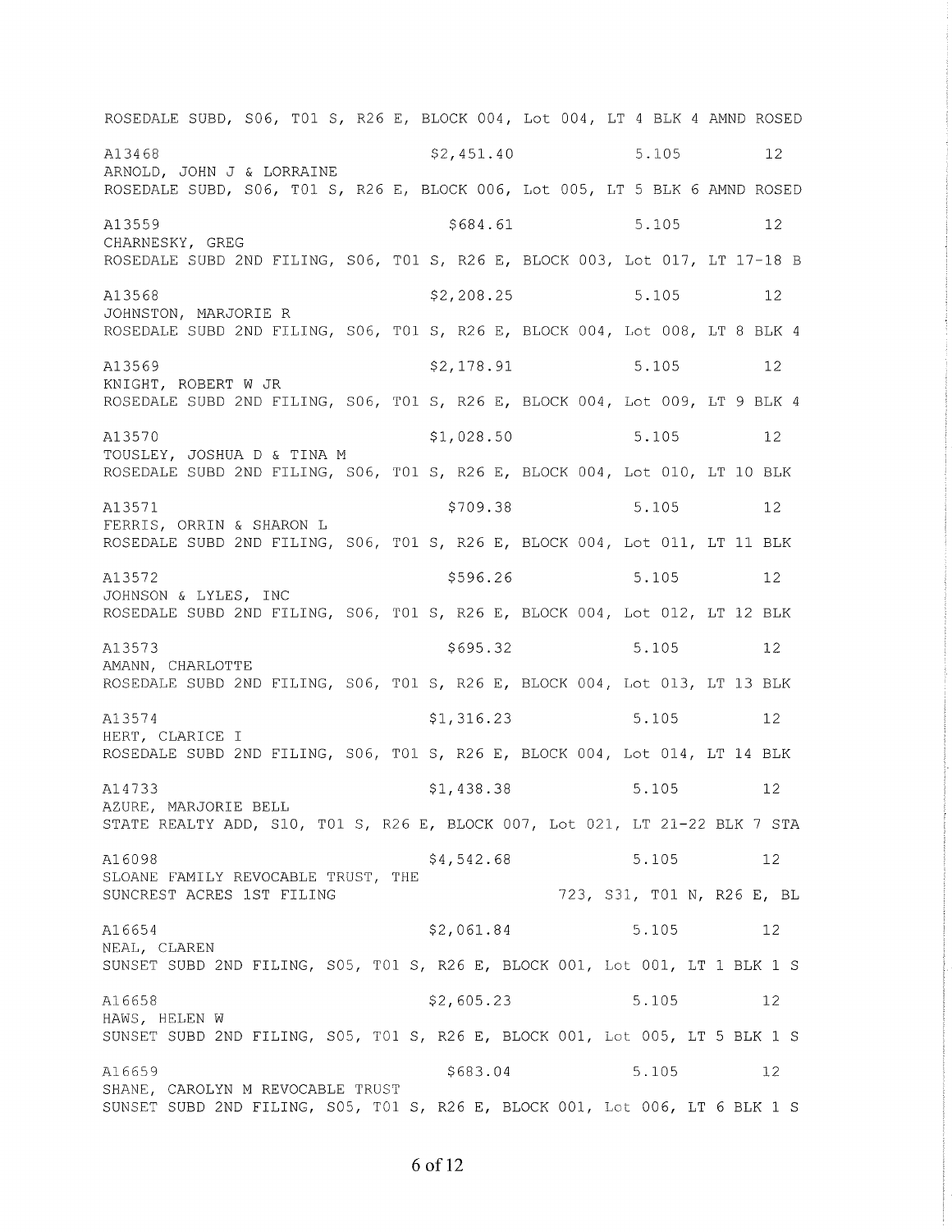ROSEDALE SUBD, S06, T01 S, R26 E, BLOCK 004, Lot 004, LT 4 BLK 4 AMND ROSED

A13468 $2,451.40 5.105 12
ARNOLD, JOHN J & LORRAINE
ROSEDALE SUBD, S06, T01 S, R26 E, BLOCK 006, Lot 005, LT 5 BLK 6 AMND ROSED

A13559 $684.61 5.105 12
CHARNESKY, GREG
ROSEDALE SUBD 2ND FILING, S06, T01 S, R26 E, BLOCK 003, Lot 017, LT 17-18 B

A13568 $2,208.25 5.105 12
JOHNSTON, MARJORIE R
ROSEDALE SUBD 2ND FILING, S06, T01 S, R26 E, BLOCK 004, Lot 008, LT 8 BLK 4

A13569 $2,178.91 5.105 12
KNIGHT, ROBERT W JR
ROSEDALE SUBD 2ND FILING, S06, T01 S, R26 E, BLOCK 004, Lot 009, LT 9 BLK 4

A13570 $1,028.50 5.105 12
TOUSLEY, JOSHUA D & TINA M
ROSEDALE SUBD 2ND FILING, S06, T01 S, R26 E, BLOCK 004, Lot 010, LT 10 BLK

A13571 $709.38 5.105 12
FERRIS, ORRIN & SHARON L
ROSEDALE SUBD 2ND FILING, S06, T01 S, R26 E, BLOCK 004, Lot 011, LT 11 BLK

A13572 $596.26 5.105 12
JOHNSON & LYLES, INC
ROSEDALE SUBD 2ND FILING, S06, T01 S, R26 E, BLOCK 004, Lot 012, LT 12 BLK

A13573 $695.32 5.105 12
AMANN, CHARLOTTE
ROSEDALE SUBD 2ND FILING, S06, T01 S, R26 E, BLOCK 004, Lot 013, LT 13 BLK

A13574 $1,316.23 5.105 12
HERT, CLARICE I
ROSEDALE SUBD 2ND FILING, S06, T01 S, R26 E, BLOCK 004, Lot 014, LT 14 BLK

A14733 $1,438.38 5.105 12
AZURE, MARJORIE BELL
STATE REALTY ADD, S10, T01 S, R26 E, BLOCK 007, Lot 021, LT 21-22 BLK 7 STA

A16098 $4,542.68 5.105 12
SLOANE FAMILY REVOCABLE TRUST, THE
SUNCREST ACRES 1ST FILING 723, S31, T01 N, R26 E, BL

A16654 $2,061.84 5.105 12
NEAL, CLAREN
SUNSET SUBD 2ND FILING, S05, T01 S, R26 E, BLOCK 001, Lot 001, LT 1 BLK 1 S

A16658 $2,605.23 5.105 12
HAWS, HELEN W
SUNSET SUBD 2ND FILING, S05, T01 S, R26 E, BLOCK 001, Lot 005, LT 5 BLK 1 S

A16659 $683.04 5.105 12
SHANE, CAROLYN M REVOCABLE TRUST
SUNSET SUBD 2ND FILING, S05, T01 S, R26 E, BLOCK 001, Lot 006, LT 6 BLK 1 S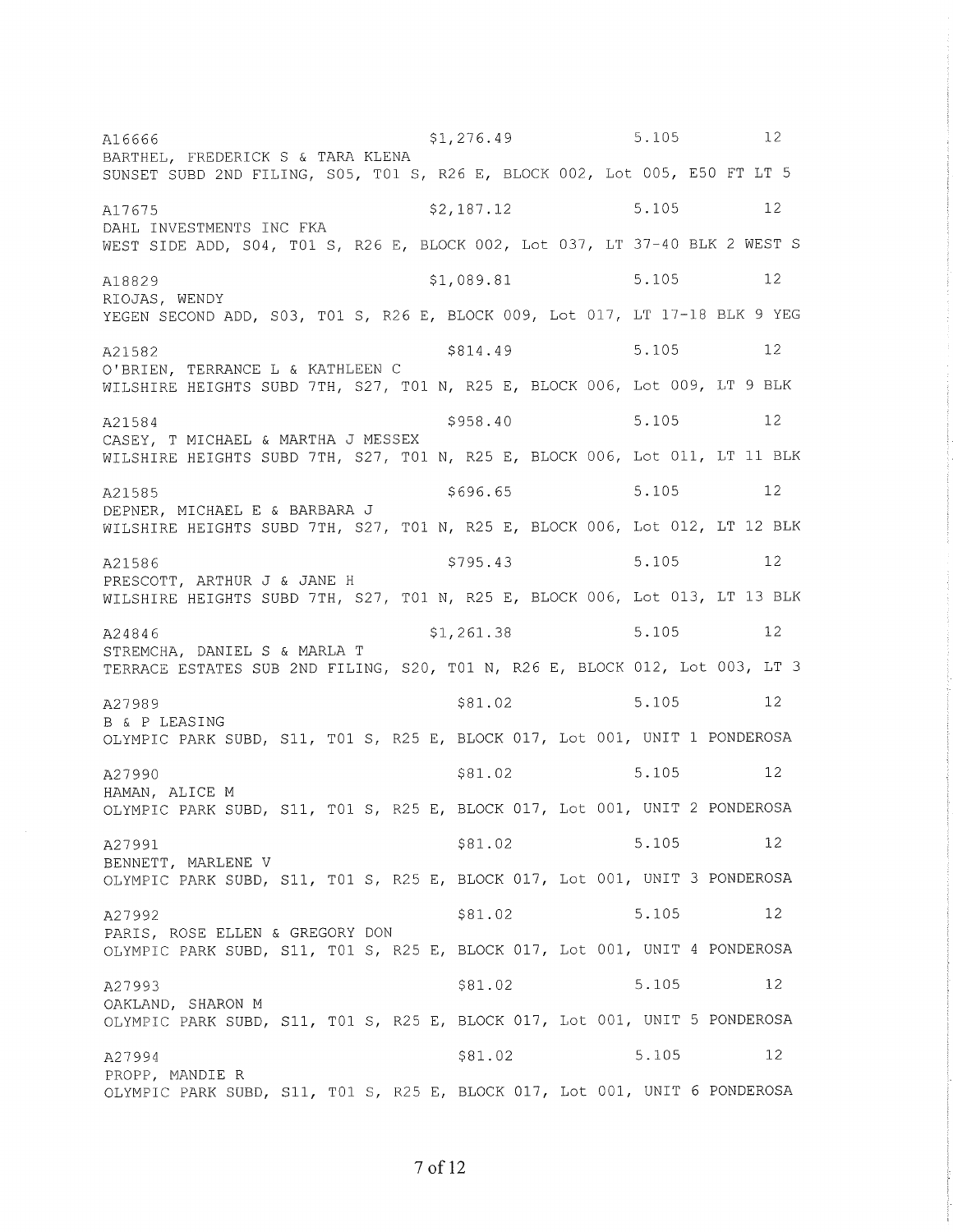A16666 $1,276.49 5.105 12
BARTHEL, FREDERICK S & TARA KLENA
SUNSET SUBD 2ND FILING, S05, T01 S, R26 E, BLOCK 002, Lot 005, E50 FT LT 5

A17675 $2,187.12 5.105 12
DAHL INVESTMENTS INC FKA
WEST SIDE ADD, S04, T01 S, R26 E, BLOCK 002, Lot 037, LT 37-40 BLK 2 WEST S

A18829 $1,089.81 5.105 12
RIOJAS, WENDY
YEGEN SECOND ADD, S03, T01 S, R26 E, BLOCK 009, Lot 017, LT 17-18 BLK 9 YEG

A21582 $814.49 5.105 12
O'BRIEN, TERRANCE L & KATHLEEN C
WILSHIRE HEIGHTS SUBD 7TH, S27, T01 N, R25 E, BLOCK 006, Lot 009, LT 9 BLK

A21584 $958.40 5.105 12
CASEY, T MICHAEL & MARTHA J MESSEX
WILSHIRE HEIGHTS SUBD 7TH, S27, T01 N, R25 E, BLOCK 006, Lot 011, LT 11 BLK

A21585 $696.65 5.105 12
DEPNER, MICHAEL E & BARBARA J
WILSHIRE HEIGHTS SUBD 7TH, S27, T01 N, R25 E, BLOCK 006, Lot 012, LT 12 BLK

A21586 $795.43 5.105 12
PRESCOTT, ARTHUR J & JANE H
WILSHIRE HEIGHTS SUBD 7TH, S27, T01 N, R25 E, BLOCK 006, Lot 013, LT 13 BLK

A24846 $1,261.38 5.105 12
STREMCHA, DANIEL S & MARLA T
TERRACE ESTATES SUB 2ND FILING, S20, T01 N, R26 E, BLOCK 012, Lot 003, LT 3

A27989 $81.02 5.105 12
B & P LEASING
OLYMPIC PARK SUBD, S11, T01 S, R25 E, BLOCK 017, Lot 001, UNIT 1 PONDEROSA

A27990 $81.02 5.105 12
HAMAN, ALICE M
OLYMPIC PARK SUBD, S11, T01 S, R25 E, BLOCK 017, Lot 001, UNIT 2 PONDEROSA

A27991 $81.02 5.105 12
BENNETT, MARLENE V
OLYMPIC PARK SUBD, S11, T01 S, R25 E, BLOCK 017, Lot 001, UNIT 3 PONDEROSA

A27992 $81.02 5.105 12
PARIS, ROSE ELLEN & GREGORY DON
OLYMPIC PARK SUBD, S11, T01 S, R25 E, BLOCK 017, Lot 001, UNIT 4 PONDEROSA

A27993 $81.02 5.105 12
OAKLAND, SHARON M
OLYMPIC PARK SUBD, S11, T01 S, R25 E, BLOCK 017, Lot 001, UNIT 5 PONDEROSA

A27994 $81.02 5.105 12
PROPP, MANDIE R
OLYMPIC PARK SUBD, S11, T01 S, R25 E, BLOCK 017, Lot 001, UNIT 6 PONDEROSA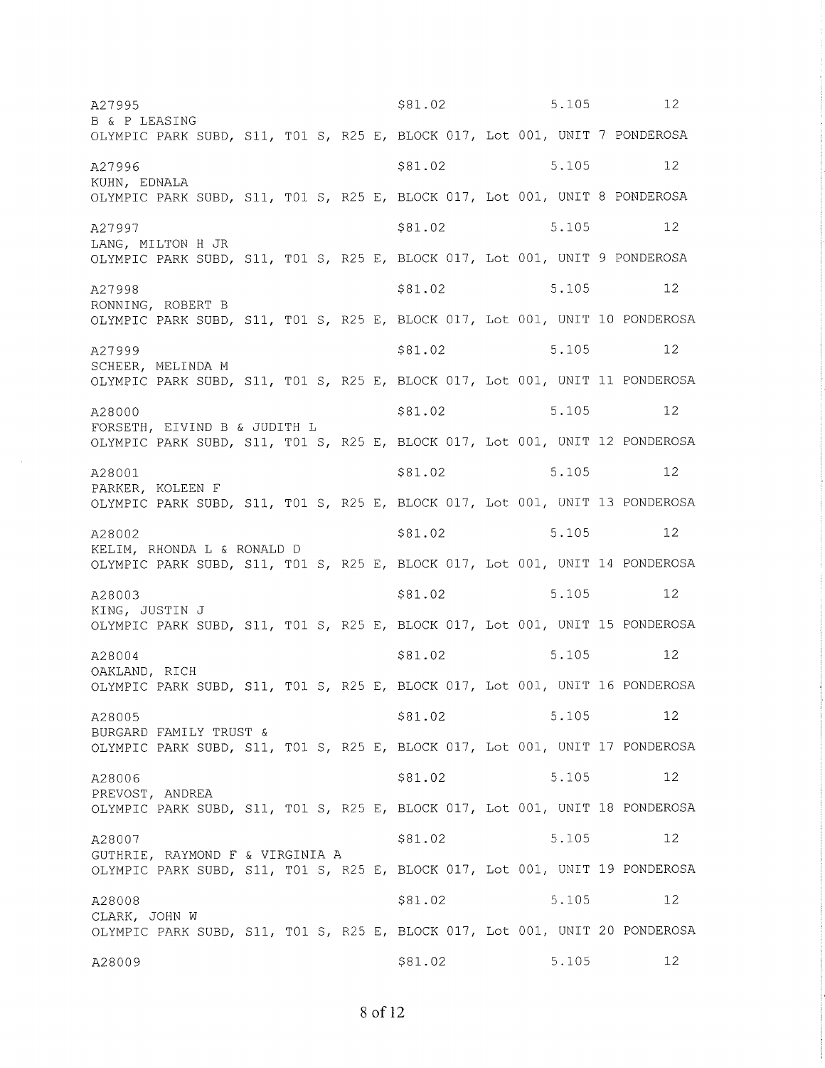A27995 $81.02 5.105 12
B & P LEASING
OLYMPIC PARK SUBD, S11, T01 S, R25 E, BLOCK 017, Lot 001, UNIT 7 PONDEROSA

A27996 $81.02 5.105 12
KUHN, EDNALA
OLYMPIC PARK SUBD, S11, T01 S, R25 E, BLOCK 017, Lot 001, UNIT 8 PONDEROSA

A27997 $81.02 5.105 12
LANG, MILTON H JR
OLYMPIC PARK SUBD, S11, T01 S, R25 E, BLOCK 017, Lot 001, UNIT 9 PONDEROSA

A27998 $81.02 5.105 12
RONNING, ROBERT B
OLYMPIC PARK SUBD, S11, T01 S, R25 E, BLOCK 017, Lot 001, UNIT 10 PONDEROSA

A27999 $81.02 5.105 12
SCHEER, MELINDA M
OLYMPIC PARK SUBD, S11, T01 S, R25 E, BLOCK 017, Lot 001, UNIT 11 PONDEROSA

A28000 $81.02 5.105 12
FORSETH, EIVIND B & JUDITH L
OLYMPIC PARK SUBD, S11, T01 S, R25 E, BLOCK 017, Lot 001, UNIT 12 PONDEROSA

A28001 $81.02 5.105 12
PARKER, KOLEEN F
OLYMPIC PARK SUBD, S11, T01 S, R25 E, BLOCK 017, Lot 001, UNIT 13 PONDEROSA

A28002 $81.02 5.105 12
KELIM, RHONDA L & RONALD D
OLYMPIC PARK SUBD, S11, T01 S, R25 E, BLOCK 017, Lot 001, UNIT 14 PONDEROSA

A28003 $81.02 5.105 12
KING, JUSTIN J
OLYMPIC PARK SUBD, S11, T01 S, R25 E, BLOCK 017, Lot 001, UNIT 15 PONDEROSA

A28004 $81.02 5.105 12
OAKLAND, RICH
OLYMPIC PARK SUBD, S11, T01 S, R25 E, BLOCK 017, Lot 001, UNIT 16 PONDEROSA

A28005 $81.02 5.105 12
BURGARD FAMILY TRUST &
OLYMPIC PARK SUBD, S11, T01 S, R25 E, BLOCK 017, Lot 001, UNIT 17 PONDEROSA

A28006 $81.02 5.105 12
PREVOST, ANDREA
OLYMPIC PARK SUBD, S11, T01 S, R25 E, BLOCK 017, Lot 001, UNIT 18 PONDEROSA

A28007 $81.02 5.105 12
GUTHRIE, RAYMOND F & VIRGINIA A
OLYMPIC PARK SUBD, S11, T01 S, R25 E, BLOCK 017, Lot 001, UNIT 19 PONDEROSA

A28008 $81.02 5.105 12
CLARK, JOHN W
OLYMPIC PARK SUBD, S11, T01 S, R25 E, BLOCK 017, Lot 001, UNIT 20 PONDEROSA

A28009 $81.02 5.105 12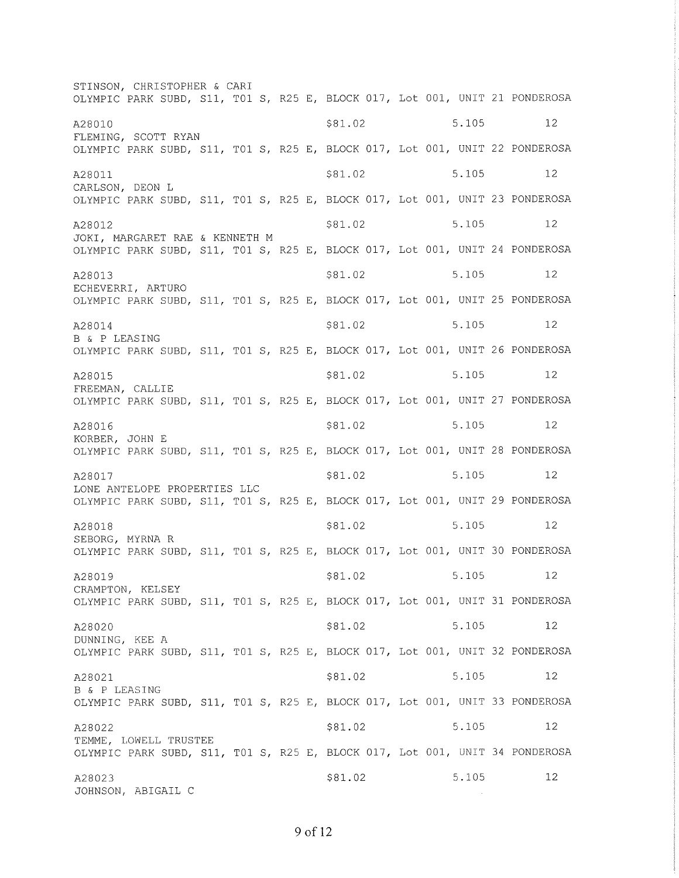STINSON, CHRISTOPHER & CARI
OLYMPIC PARK SUBD, S11, T01 S, R25 E, BLOCK 017, Lot 001, UNIT 21 PONDEROSA

A28010 $81.02 5.105 12
FLEMING, SCOTT RYAN
OLYMPIC PARK SUBD, S11, T01 S, R25 E, BLOCK 017, Lot 001, UNIT 22 PONDEROSA

A28011 $81.02 5.105 12
CARLSON, DEON L
OLYMPIC PARK SUBD, S11, T01 S, R25 E, BLOCK 017, Lot 001, UNIT 23 PONDEROSA

A28012 $81.02 5.105 12
JOKI, MARGARET RAE & KENNETH M
OLYMPIC PARK SUBD, S11, T01 S, R25 E, BLOCK 017, Lot 001, UNIT 24 PONDEROSA

A28013 $81.02 5.105 12
ECHEVERRI, ARTURO
OLYMPIC PARK SUBD, S11, T01 S, R25 E, BLOCK 017, Lot 001, UNIT 25 PONDEROSA

A28014 $81.02 5.105 12
B & P LEASING
OLYMPIC PARK SUBD, S11, T01 S, R25 E, BLOCK 017, Lot 001, UNIT 26 PONDEROSA

A28015 $81.02 5.105 12
FREEMAN, CALLIE
OLYMPIC PARK SUBD, S11, T01 S, R25 E, BLOCK 017, Lot 001, UNIT 27 PONDEROSA

A28016 $81.02 5.105 12
KORBER, JOHN E
OLYMPIC PARK SUBD, S11, T01 S, R25 E, BLOCK 017, Lot 001, UNIT 28 PONDEROSA

A28017 $81.02 5.105 12
LONE ANTELOPE PROPERTIES LLC
OLYMPIC PARK SUBD, S11, T01 S, R25 E, BLOCK 017, Lot 001, UNIT 29 PONDEROSA

A28018 $81.02 5.105 12
SEBORG, MYRNA R
OLYMPIC PARK SUBD, S11, T01 S, R25 E, BLOCK 017, Lot 001, UNIT 30 PONDEROSA

A28019 $81.02 5.105 12
CRAMPTON, KELSEY
OLYMPIC PARK SUBD, S11, T01 S, R25 E, BLOCK 017, Lot 001, UNIT 31 PONDEROSA

A28020 $81.02 5.105 12
DUNNING, KEE A
OLYMPIC PARK SUBD, S11, T01 S, R25 E, BLOCK 017, Lot 001, UNIT 32 PONDEROSA

A28021 $81.02 5.105 12
B & P LEASING
OLYMPIC PARK SUBD, S11, T01 S, R25 E, BLOCK 017, Lot 001, UNIT 33 PONDEROSA

A28022 $81.02 5.105 12
TEMME, LOWELL TRUSTEE
OLYMPIC PARK SUBD, S11, T01 S, R25 E, BLOCK 017, Lot 001, UNIT 34 PONDEROSA

A28023 $81.02 5.105 12
JOHNSON, ABIGAIL C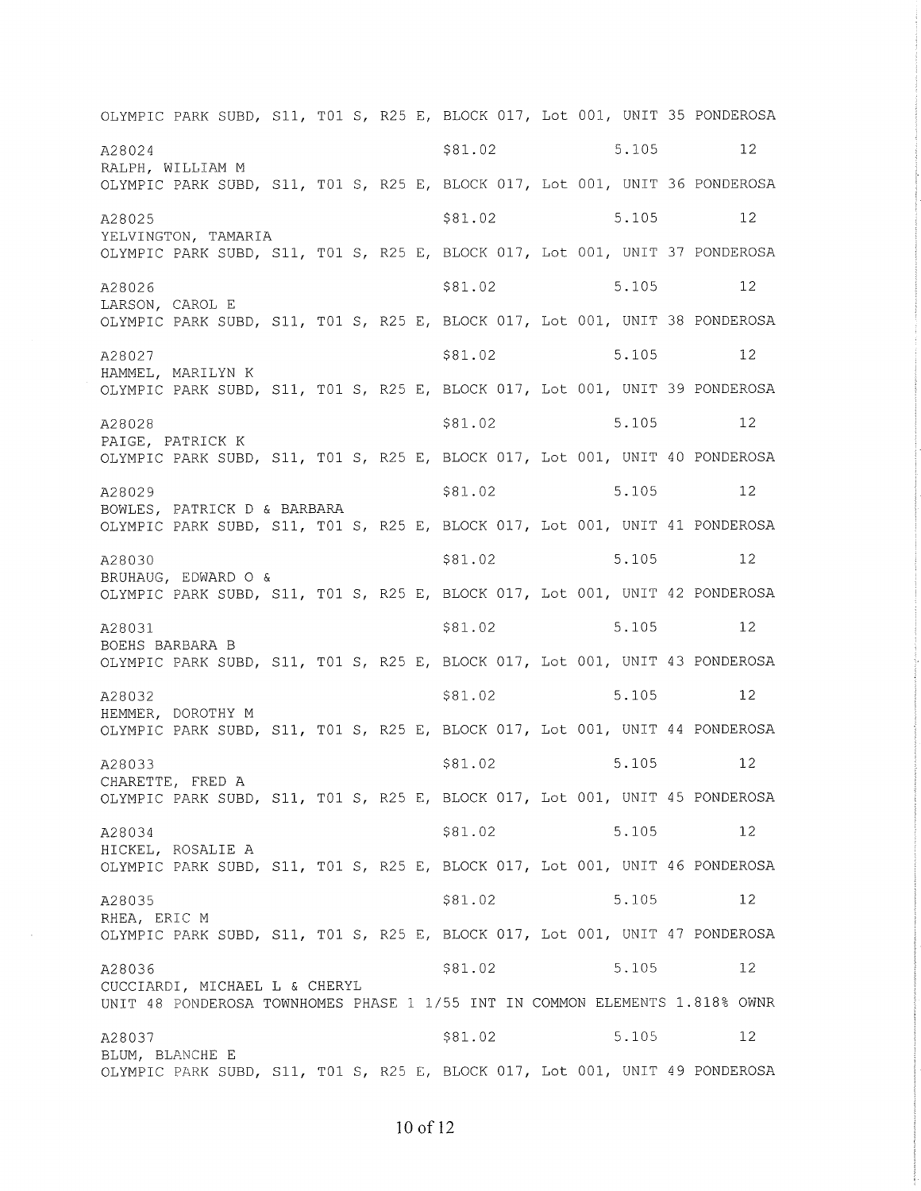OLYMPIC PARK SUBD, S11, T01 S, R25 E, BLOCK 017, Lot 001, UNIT 35 PONDEROSA

A28024 $81.02 5.105 12
RALPH, WILLIAM M
OLYMPIC PARK SUBD, S11, T01 S, R25 E, BLOCK 017, Lot 001, UNIT 36 PONDEROSA

A28025 $81.02 5.105 12
YELVINGTON, TAMARIA
OLYMPIC PARK SUBD, S11, T01 S, R25 E, BLOCK 017, Lot 001, UNIT 37 PONDEROSA

A28026 $81.02 5.105 12
LARSON, CAROL E
OLYMPIC PARK SUBD, S11, T01 S, R25 E, BLOCK 017, Lot 001, UNIT 38 PONDEROSA

A28027 $81.02 5.105 12
HAMMEL, MARILYN K
OLYMPIC PARK SUBD, S11, T01 S, R25 E, BLOCK 017, Lot 001, UNIT 39 PONDEROSA

A28028 $81.02 5.105 12
PAIGE, PATRICK K
OLYMPIC PARK SUBD, S11, T01 S, R25 E, BLOCK 017, Lot 001, UNIT 40 PONDEROSA

A28029 $81.02 5.105 12
BOWLES, PATRICK D & BARBARA
OLYMPIC PARK SUBD, S11, T01 S, R25 E, BLOCK 017, Lot 001, UNIT 41 PONDEROSA

A28030 $81.02 5.105 12
BRUHAUG, EDWARD O &
OLYMPIC PARK SUBD, S11, T01 S, R25 E, BLOCK 017, Lot 001, UNIT 42 PONDEROSA

A28031 $81.02 5.105 12
BOEHS BARBARA B
OLYMPIC PARK SUBD, S11, T01 S, R25 E, BLOCK 017, Lot 001, UNIT 43 PONDEROSA

A28032 $81.02 5.105 12
HEMMER, DOROTHY M
OLYMPIC PARK SUBD, S11, T01 S, R25 E, BLOCK 017, Lot 001, UNIT 44 PONDEROSA

A28033 $81.02 5.105 12
CHARETTE, FRED A
OLYMPIC PARK SUBD, S11, T01 S, R25 E, BLOCK 017, Lot 001, UNIT 45 PONDEROSA

A28034 $81.02 5.105 12
HICKEL, ROSALIE A
OLYMPIC PARK SUBD, S11, T01 S, R25 E, BLOCK 017, Lot 001, UNIT 46 PONDEROSA

A28035 $81.02 5.105 12
RHEA, ERIC M
OLYMPIC PARK SUBD, S11, T01 S, R25 E, BLOCK 017, Lot 001, UNIT 47 PONDEROSA

A28036 $81.02 5.105 12
CUCCIARDI, MICHAEL L & CHERYL
UNIT 48 PONDEROSA TOWNHOMES PHASE 1 1/55 INT IN COMMON ELEMENTS 1.818% OWNR

A28037 $81.02 5.105 12
BLUM, BLANCHE E
OLYMPIC PARK SUBD, S11, T01 S, R25 E, BLOCK 017, Lot 001, UNIT 49 PONDEROSA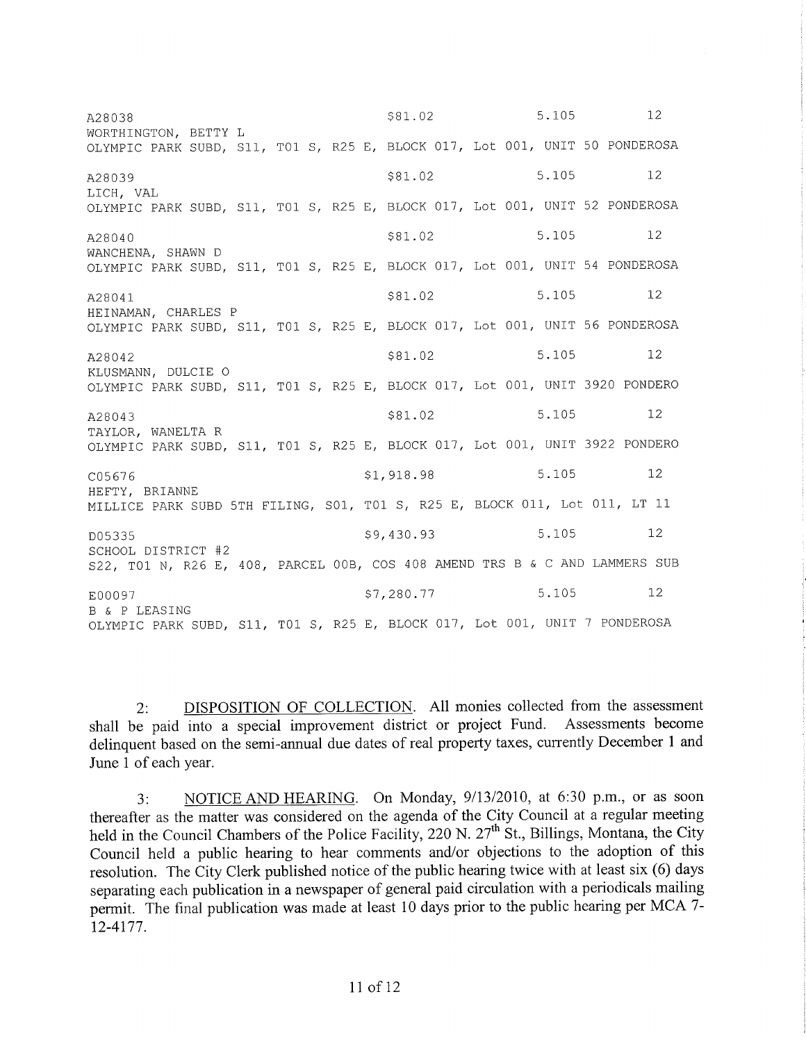```
A28038                              $81.02          5.105        12
WORTHINGTON, BETTY L
OLYMPIC PARK SUBD, S11, T01 S, R25 E, BLOCK 017, Lot 001, UNIT 50 PONDEROSA

A28039                              $81.02          5.105        12
LICH, VAL
OLYMPIC PARK SUBD, S11, T01 S, R25 E, BLOCK 017, Lot 001, UNIT 52 PONDEROSA

A28040                              $81.02          5.105        12
WANCHENA, SHAWN D
OLYMPIC PARK SUBD, S11, T01 S, R25 E, BLOCK 017, Lot 001, UNIT 54 PONDEROSA

A28041                              $81.02          5.105        12
HEINAMAN, CHARLES P
OLYMPIC PARK SUBD, S11, T01 S, R25 E, BLOCK 017, Lot 001, UNIT 56 PONDEROSA

A28042                              $81.02          5.105        12
KLUSMANN, DULCIE O
OLYMPIC PARK SUBD, S11, T01 S, R25 E, BLOCK 017, Lot 001, UNIT 3920 PONDERO

A28043                              $81.02          5.105        12
TAYLOR, WANELTA R
OLYMPIC PARK SUBD, S11, T01 S, R25 E, BLOCK 017, Lot 001, UNIT 3922 PONDERO

C05676                          $1,918.98           5.105        12
HEFTY, BRIANNE
MILLICE PARK SUBD 5TH FILING, S01, T01 S, R25 E, BLOCK 011, Lot 011, LT 11

D05335                          $9,430.93           5.105        12
SCHOOL DISTRICT #2
S22, T01 N, R26 E, 408, PARCEL 00B, COS 408 AMEND TRS B & C AND LAMMERS SUB

E00097                          $7,280.77           5.105        12
B & P LEASING
OLYMPIC PARK SUBD, S11, T01 S, R25 E, BLOCK 017, Lot 001, UNIT 7 PONDEROSA
```

2: <u>DISPOSITION OF COLLECTION</u>. All monies collected from the assessment shall be paid into a special improvement district or project Fund. Assessments become delinquent based on the semi-annual due dates of real property taxes, currently December 1 and June 1 of each year.

3: <u>NOTICE AND HEARING</u>. On Monday, 9/13/2010, at 6:30 p.m., or as soon thereafter as the matter was considered on the agenda of the City Council at a regular meeting held in the Council Chambers of the Police Facility, 220 N. 27th St., Billings, Montana, the City Council held a public hearing to hear comments and/or objections to the adoption of this resolution. The City Clerk published notice of the public hearing twice with at least six (6) days separating each publication in a newspaper of general paid circulation with a periodicals mailing permit. The final publication was made at least 10 days prior to the public hearing per MCA 7-12-4177.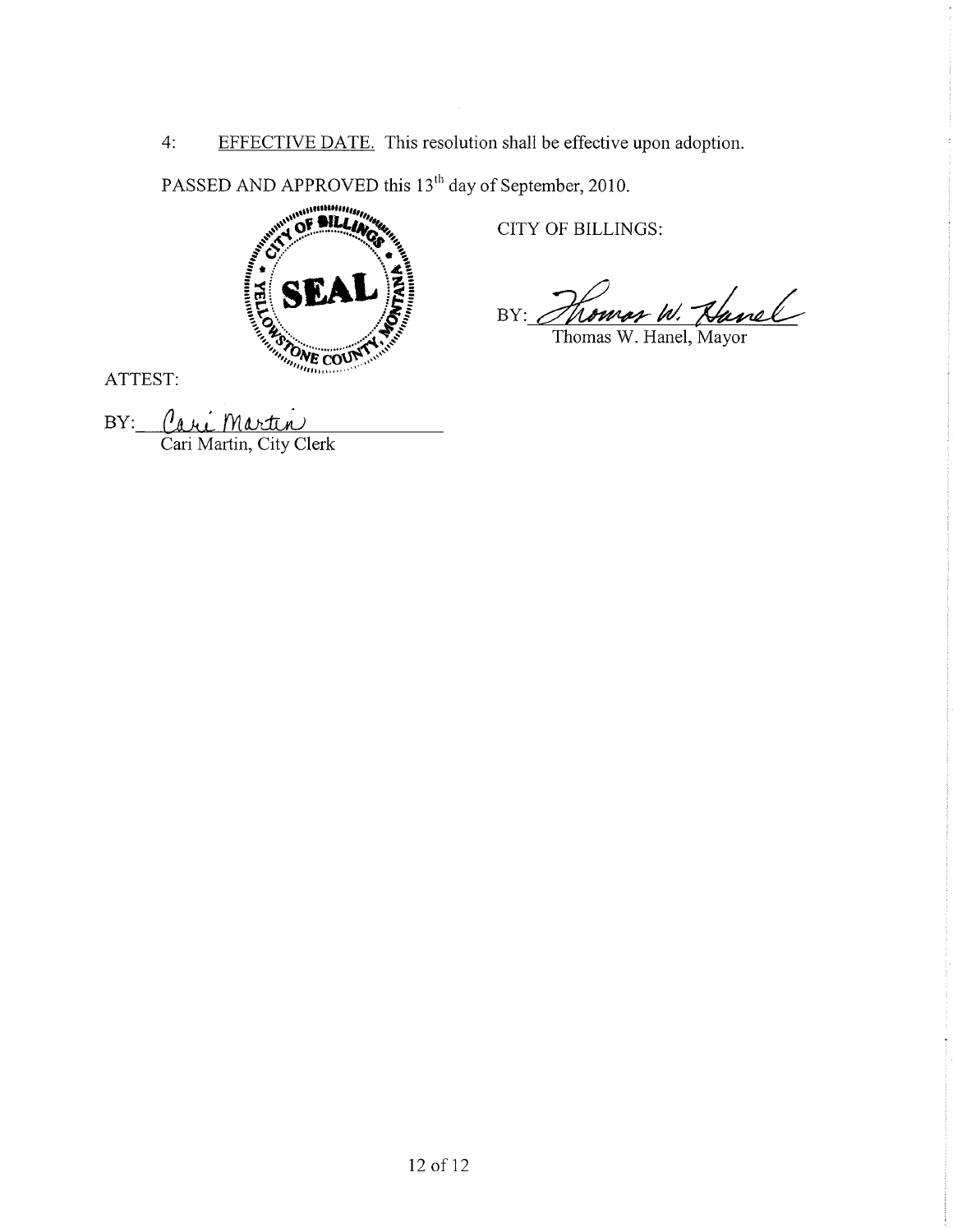4: <u>EFFECTIVE DATE.</u> This resolution shall be effective upon adoption.

PASSED AND APPROVED this 13th day of September, 2010.

CITY OF BILLINGS:

BY: Thomas W. Hanel
Thomas W. Hanel, Mayor

CITY OF BILLINGS · YELLOWSTONE COUNTY · MONTANA · SEAL

ATTEST:

BY: Cari Martin
Cari Martin, City Clerk